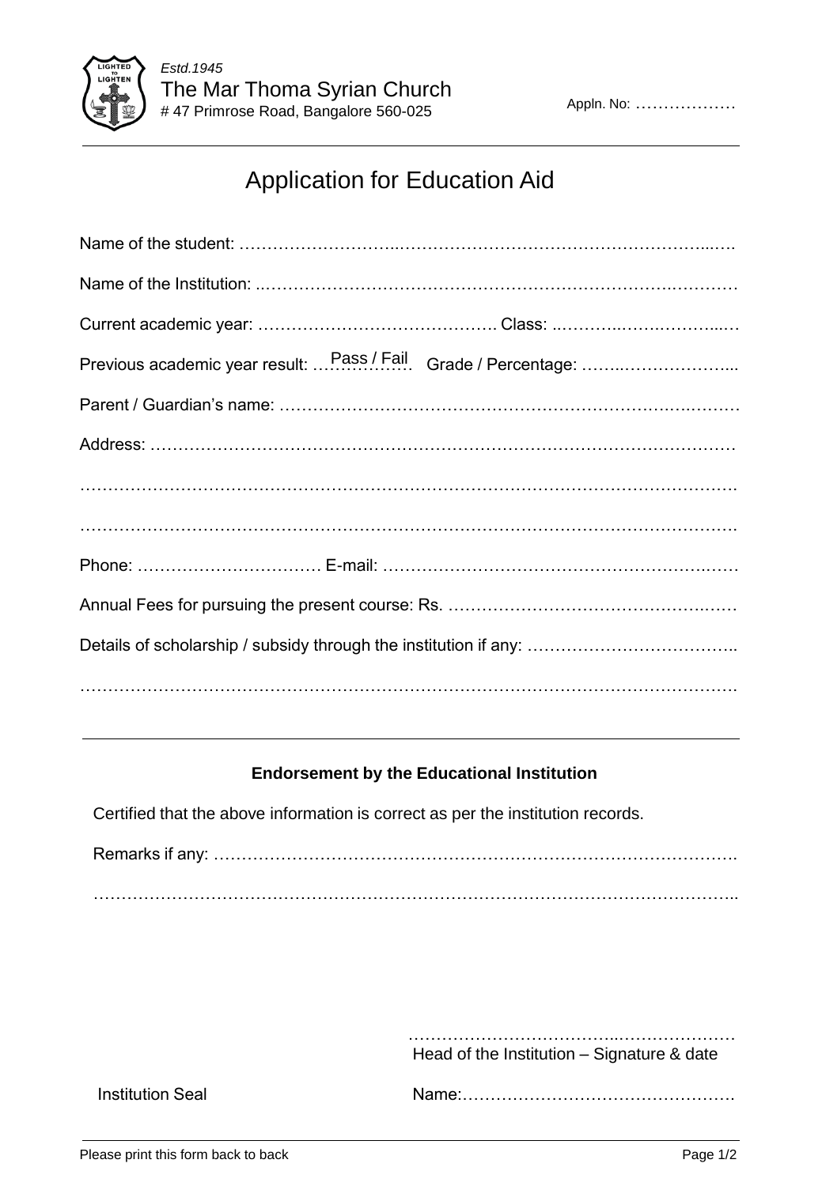*Estd.1945*

The Mar Thoma Syrian Church

# 47 Primrose Road, Bangalore 560-025

Appln. No: ………………

# Application for Education Aid

Name of the student: ……………………..…………………………………………………...….

Name of the Institution: ..…………………………………………….…………….……….………

Current academic year: ……………………………………. Class: ..………..…….………...…

Previous academic year result: Pass / Fail Grade / Percentage: ……..………………...

Parent / Guardian's name: ………………………………………….………………….….….……

Address: ……………………………………………………………………………………………

…………………………………………………………………………………………………….….

………………………………………………………………………………………………………….

Phone: …………………………… E-mail: …………………………………………………….……

Annual Fees for pursuing the present course: Rs. ……………………………………….……

Details of scholarship / subsidy through the institution if any: ………………………………..

………………………………………………………………………………………………………….

---

**Endorsement by the Educational Institution**

Certified that the above information is correct as per the institution records.

Remarks if any: ……………………………………………………………………………….

…………………………………………………………………………………………………..

……………………………..…………………

Head of the Institution – Signature & date

Institution Seal

Name:………………………………………….

Please print this form back to back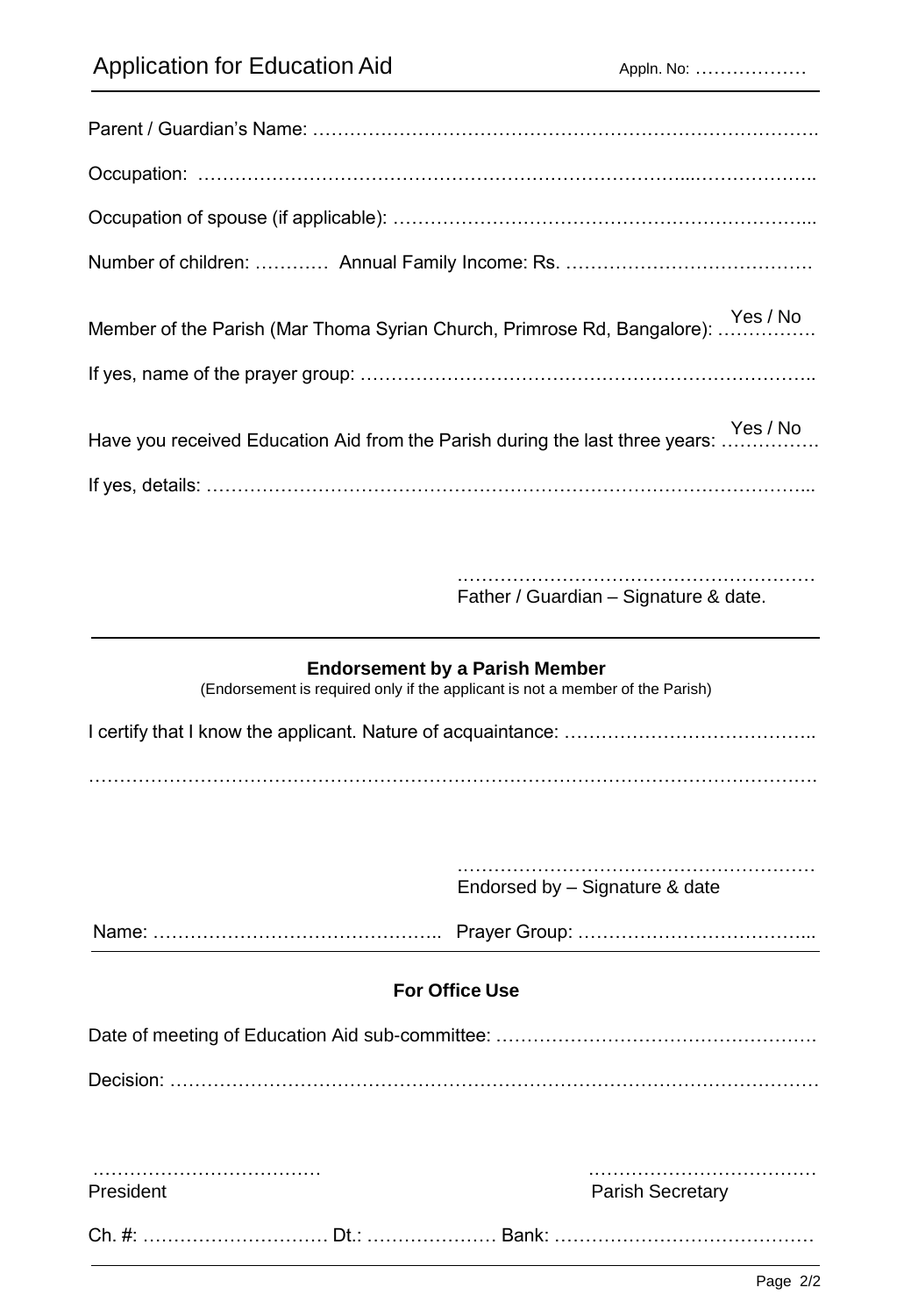# Application for Education Aid

Appln. No: ………………

Parent / Guardian's Name: ……………………………………………………………………….

Occupation: …………………………………………………………………...……………….

Occupation of spouse (if applicable): ………………………………………………………...

Number of children: ………… Annual Family Income: Rs. …………………………………

Member of the Parish (Mar Thoma Syrian Church, Primrose Rd, Bangalore): Yes / No …………….

If yes, name of the prayer group: ……………………………………………………………..

Have you received Education Aid from the Parish during the last three years: Yes / No …………….

If yes, details: …………………………………………………………………………………...

…………………………………………………

Father / Guardian – Signature & date.

---

**Endorsement by a Parish Member**

(Endorsement is required only if the applicant is not a member of the Parish)

I certify that I know the applicant. Nature of acquaintance: …………………………………..

………………………………………………………………………………………………….

…………………………………………………

Endorsed by – Signature & date

Name: ……………………………………….. Prayer Group: ………………………………...

---

**For Office Use**

Date of meeting of Education Aid sub-committee: …………………………………………….

Decision: ……………………………………………………………………………………….

………………………………

President

………………………………

Parish Secretary

Ch. #: ………………………… Dt.: ………………… Bank: ……………………………………